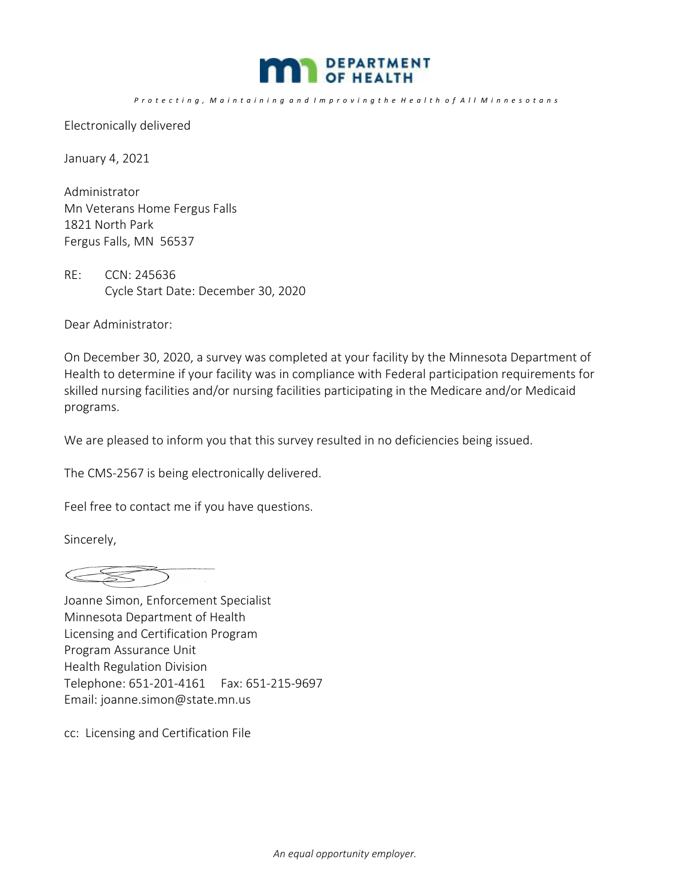**DEPARTMENT OF HEALTH**

*Protecting, Maintaining and Improving the Health of All Minnesotans*

Electronically delivered

January 4, 2021

Administrator
Mn Veterans Home Fergus Falls
1821 North Park
Fergus Falls, MN 56537

RE: CCN: 245636
Cycle Start Date: December 30, 2020

Dear Administrator:

On December 30, 2020, a survey was completed at your facility by the Minnesota Department of Health to determine if your facility was in compliance with Federal participation requirements for skilled nursing facilities and/or nursing facilities participating in the Medicare and/or Medicaid programs.

We are pleased to inform you that this survey resulted in no deficiencies being issued.

The CMS-2567 is being electronically delivered.

Feel free to contact me if you have questions.

Sincerely,

Joanne Simon, Enforcement Specialist
Minnesota Department of Health
Licensing and Certification Program
Program Assurance Unit
Health Regulation Division
Telephone: 651-201-4161 Fax: 651-215-9697
Email: joanne.simon@state.mn.us

cc: Licensing and Certification File

*An equal opportunity employer.*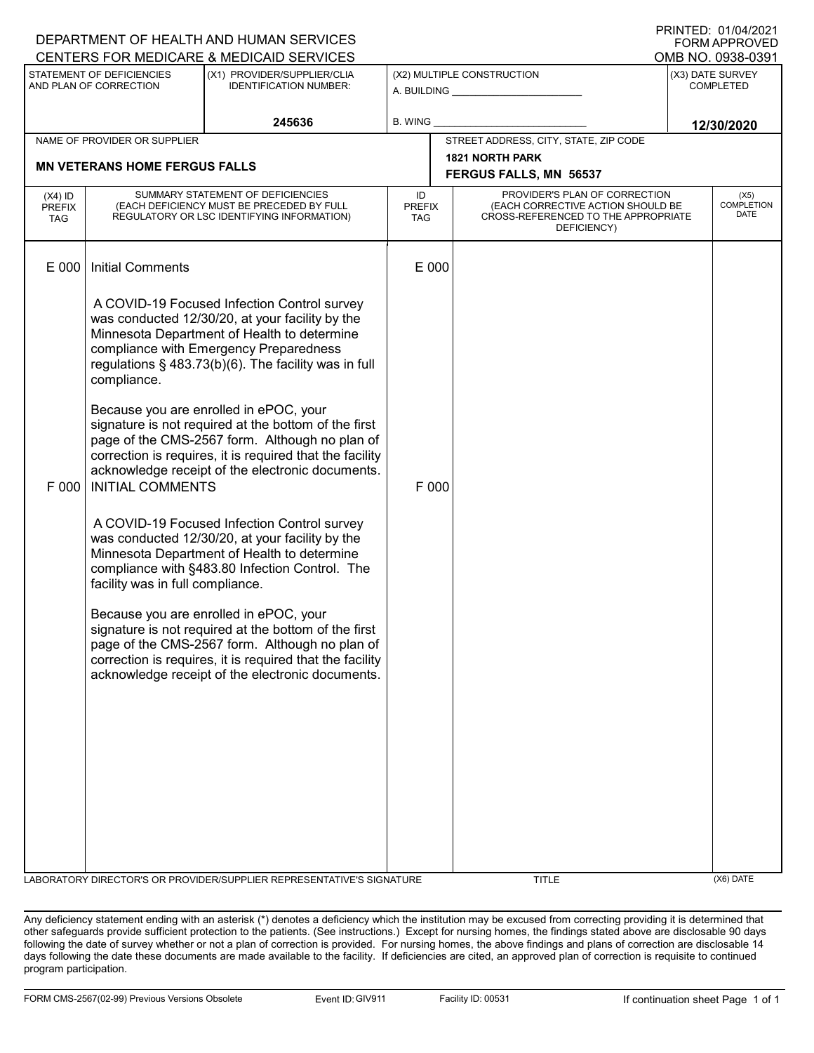DEPARTMENT OF HEALTH AND HUMAN SERVICES
CENTERS FOR MEDICARE & MEDICAID SERVICES

PRINTED: 01/04/2021
FORM APPROVED
OMB NO. 0938-0391

| STATEMENT OF DEFICIENCIES AND PLAN OF CORRECTION | (X1) PROVIDER/SUPPLIER/CLIA IDENTIFICATION NUMBER: | (X2) MULTIPLE CONSTRUCTION | (X3) DATE SURVEY COMPLETED |
|---|---|---|---|
| | 245636 | A. BUILDING ______ B. WING ______ | 12/30/2020 |

| NAME OF PROVIDER OR SUPPLIER | STREET ADDRESS, CITY, STATE, ZIP CODE |
|---|---|
| MN VETERANS HOME FERGUS FALLS | 1821 NORTH PARK FERGUS FALLS, MN 56537 |

| (X4) ID PREFIX TAG | SUMMARY STATEMENT OF DEFICIENCIES (EACH DEFICIENCY MUST BE PRECEDED BY FULL REGULATORY OR LSC IDENTIFYING INFORMATION) | ID PREFIX TAG | PROVIDER'S PLAN OF CORRECTION (EACH CORRECTIVE ACTION SHOULD BE CROSS-REFERENCED TO THE APPROPRIATE DEFICIENCY) | (X5) COMPLETION DATE |
|---|---|---|---|---|
| E 000 | Initial Comments<br><br>A COVID-19 Focused Infection Control survey was conducted 12/30/20, at your facility by the Minnesota Department of Health to determine compliance with Emergency Preparedness regulations § 483.73(b)(6). The facility was in full compliance.<br><br>Because you are enrolled in ePOC, your signature is not required at the bottom of the first page of the CMS-2567 form. Although no plan of correction is requires, it is required that the facility acknowledge receipt of the electronic documents. | E 000 | | |
| F 000 | INITIAL COMMENTS<br><br>A COVID-19 Focused Infection Control survey was conducted 12/30/20, at your facility by the Minnesota Department of Health to determine compliance with §483.80 Infection Control. The facility was in full compliance.<br><br>Because you are enrolled in ePOC, your signature is not required at the bottom of the first page of the CMS-2567 form. Although no plan of correction is requires, it is required that the facility acknowledge receipt of the electronic documents. | F 000 | | |

LABORATORY DIRECTOR'S OR PROVIDER/SUPPLIER REPRESENTATIVE'S SIGNATURE | TITLE | (X6) DATE

Any deficiency statement ending with an asterisk (*) denotes a deficiency which the institution may be excused from correcting providing it is determined that other safeguards provide sufficient protection to the patients. (See instructions.) Except for nursing homes, the findings stated above are disclosable 90 days following the date of survey whether or not a plan of correction is provided. For nursing homes, the above findings and plans of correction are disclosable 14 days following the date these documents are made available to the facility. If deficiencies are cited, an approved plan of correction is requisite to continued program participation.

FORM CMS-2567(02-99) Previous Versions Obsolete | Event ID: GIV911 | Facility ID: 00531 | If continuation sheet Page 1 of 1